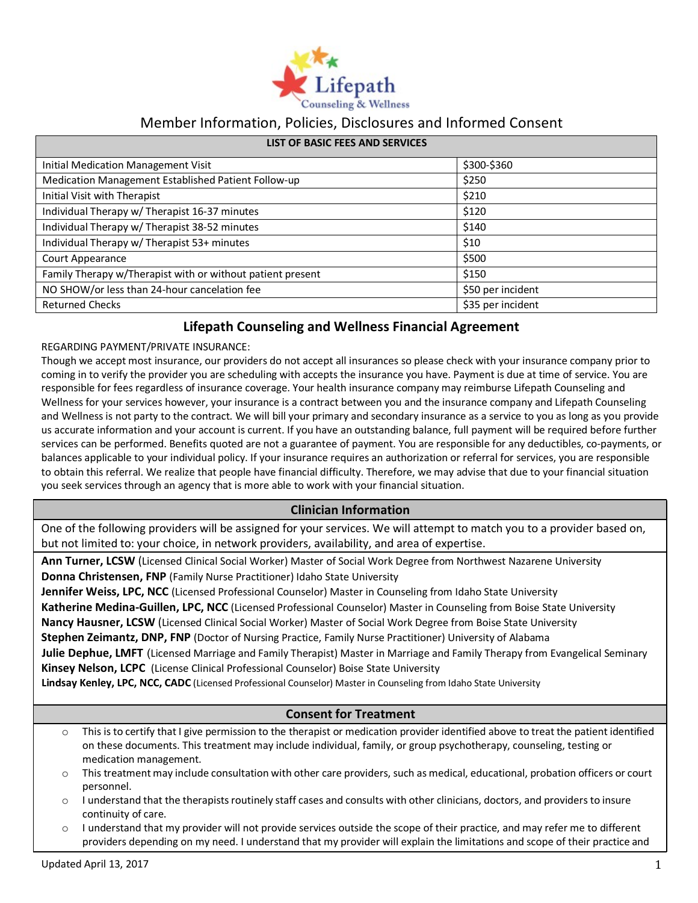Lifepath Counseling & Wellness

# Member Information, Policies, Disclosures and Informed Consent

| LIST OF BASIC FEES AND SERVICES | |
|---|---|
| Initial Medication Management Visit | $300-$360 |
| Medication Management Established Patient Follow-up | $250 |
| Initial Visit with Therapist | $210 |
| Individual Therapy w/ Therapist 16-37 minutes | $120 |
| Individual Therapy w/ Therapist 38-52 minutes | $140 |
| Individual Therapy w/ Therapist 53+ minutes | $10 |
| Court Appearance | $500 |
| Family Therapy w/Therapist with or without patient present | $150 |
| NO SHOW/or less than 24-hour cancelation fee | $50 per incident |
| Returned Checks | $35 per incident |

## Lifepath Counseling and Wellness Financial Agreement

REGARDING PAYMENT/PRIVATE INSURANCE:

Though we accept most insurance, our providers do not accept all insurances so please check with your insurance company prior to coming in to verify the provider you are scheduling with accepts the insurance you have. Payment is due at time of service. You are responsible for fees regardless of insurance coverage. Your health insurance company may reimburse Lifepath Counseling and Wellness for your services however, your insurance is a contract between you and the insurance company and Lifepath Counseling and Wellness is not party to the contract. We will bill your primary and secondary insurance as a service to you as long as you provide us accurate information and your account is current. If you have an outstanding balance, full payment will be required before further services can be performed. Benefits quoted are not a guarantee of payment. You are responsible for any deductibles, co-payments, or balances applicable to your individual policy. If your insurance requires an authorization or referral for services, you are responsible to obtain this referral. We realize that people have financial difficulty. Therefore, we may advise that due to your financial situation you seek services through an agency that is more able to work with your financial situation.

## Clinician Information

One of the following providers will be assigned for your services. We will attempt to match you to a provider based on, but not limited to: your choice, in network providers, availability, and area of expertise.

**Ann Turner, LCSW** (Licensed Clinical Social Worker) Master of Social Work Degree from Northwest Nazarene University
**Donna Christensen, FNP** (Family Nurse Practitioner) Idaho State University
**Jennifer Weiss, LPC, NCC** (Licensed Professional Counselor) Master in Counseling from Idaho State University
**Katherine Medina-Guillen, LPC, NCC** (Licensed Professional Counselor) Master in Counseling from Boise State University
**Nancy Hausner, LCSW** (Licensed Clinical Social Worker) Master of Social Work Degree from Boise State University
**Stephen Zeimantz, DNP, FNP** (Doctor of Nursing Practice, Family Nurse Practitioner) University of Alabama
**Julie Dephue, LMFT** (Licensed Marriage and Family Therapist) Master in Marriage and Family Therapy from Evangelical Seminary
**Kinsey Nelson, LCPC** (License Clinical Professional Counselor) Boise State University
**Lindsay Kenley, LPC, NCC, CADC** (Licensed Professional Counselor) Master in Counseling from Idaho State University

## Consent for Treatment

- This is to certify that I give permission to the therapist or medication provider identified above to treat the patient identified on these documents. This treatment may include individual, family, or group psychotherapy, counseling, testing or medication management.
- This treatment may include consultation with other care providers, such as medical, educational, probation officers or court personnel.
- I understand that the therapists routinely staff cases and consults with other clinicians, doctors, and providers to insure continuity of care.
- I understand that my provider will not provide services outside the scope of their practice, and may refer me to different providers depending on my need. I understand that my provider will explain the limitations and scope of their practice and

Updated April 13, 2017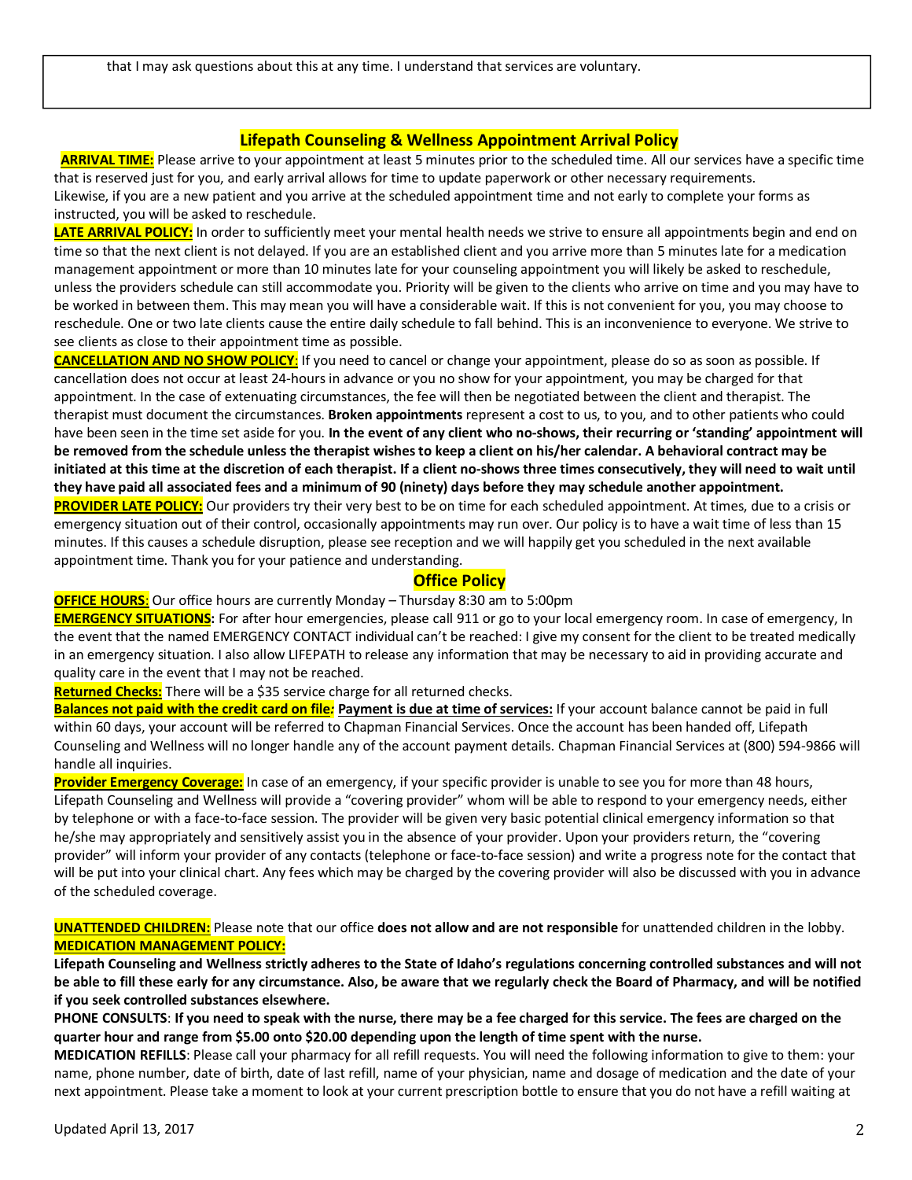that I may ask questions about this at any time. I understand that services are voluntary.

## Lifepath Counseling & Wellness Appointment Arrival Policy

**ARRIVAL TIME:** Please arrive to your appointment at least 5 minutes prior to the scheduled time. All our services have a specific time that is reserved just for you, and early arrival allows for time to update paperwork or other necessary requirements. Likewise, if you are a new patient and you arrive at the scheduled appointment time and not early to complete your forms as instructed, you will be asked to reschedule.

**LATE ARRIVAL POLICY:** In order to sufficiently meet your mental health needs we strive to ensure all appointments begin and end on time so that the next client is not delayed. If you are an established client and you arrive more than 5 minutes late for a medication management appointment or more than 10 minutes late for your counseling appointment you will likely be asked to reschedule, unless the providers schedule can still accommodate you. Priority will be given to the clients who arrive on time and you may have to be worked in between them. This may mean you will have a considerable wait. If this is not convenient for you, you may choose to reschedule. One or two late clients cause the entire daily schedule to fall behind. This is an inconvenience to everyone. We strive to see clients as close to their appointment time as possible.

**CANCELLATION AND NO SHOW POLICY:** If you need to cancel or change your appointment, please do so as soon as possible. If cancellation does not occur at least 24-hours in advance or you no show for your appointment, you may be charged for that appointment. In the case of extenuating circumstances, the fee will then be negotiated between the client and therapist. The therapist must document the circumstances. **Broken appointments** represent a cost to us, to you, and to other patients who could have been seen in the time set aside for you. **In the event of any client who no-shows, their recurring or 'standing' appointment will be removed from the schedule unless the therapist wishes to keep a client on his/her calendar. A behavioral contract may be initiated at this time at the discretion of each therapist. If a client no-shows three times consecutively, they will need to wait until they have paid all associated fees and a minimum of 90 (ninety) days before they may schedule another appointment.**

**PROVIDER LATE POLICY:** Our providers try their very best to be on time for each scheduled appointment. At times, due to a crisis or emergency situation out of their control, occasionally appointments may run over. Our policy is to have a wait time of less than 15 minutes. If this causes a schedule disruption, please see reception and we will happily get you scheduled in the next available appointment time. Thank you for your patience and understanding.

## Office Policy

**OFFICE HOURS:** Our office hours are currently Monday – Thursday 8:30 am to 5:00pm

**EMERGENCY SITUATIONS:** For after hour emergencies, please call 911 or go to your local emergency room. In case of emergency, In the event that the named EMERGENCY CONTACT individual can't be reached: I give my consent for the client to be treated medically in an emergency situation. I also allow LIFEPATH to release any information that may be necessary to aid in providing accurate and quality care in the event that I may not be reached.

**Returned Checks:** There will be a $35 service charge for all returned checks.

**Balances not paid with the credit card on file*:*** **Payment is due at time of services:** If your account balance cannot be paid in full within 60 days, your account will be referred to Chapman Financial Services. Once the account has been handed off, Lifepath Counseling and Wellness will no longer handle any of the account payment details. Chapman Financial Services at (800) 594-9866 will handle all inquiries.

**Provider Emergency Coverage:** In case of an emergency, if your specific provider is unable to see you for more than 48 hours, Lifepath Counseling and Wellness will provide a "covering provider" whom will be able to respond to your emergency needs, either by telephone or with a face-to-face session. The provider will be given very basic potential clinical emergency information so that he/she may appropriately and sensitively assist you in the absence of your provider. Upon your providers return, the "covering provider" will inform your provider of any contacts (telephone or face-to-face session) and write a progress note for the contact that will be put into your clinical chart. Any fees which may be charged by the covering provider will also be discussed with you in advance of the scheduled coverage.

**UNATTENDED CHILDREN:** Please note that our office **does not allow and are not responsible** for unattended children in the lobby.

**MEDICATION MANAGEMENT POLICY:**

**Lifepath Counseling and Wellness strictly adheres to the State of Idaho's regulations concerning controlled substances and will not be able to fill these early for any circumstance. Also, be aware that we regularly check the Board of Pharmacy, and will be notified if you seek controlled substances elsewhere.**

**PHONE CONSULTS**: **If you need to speak with the nurse, there may be a fee charged for this service. The fees are charged on the quarter hour and range from $5.00 onto $20.00 depending upon the length of time spent with the nurse.**

**MEDICATION REFILLS**: Please call your pharmacy for all refill requests. You will need the following information to give to them: your name, phone number, date of birth, date of last refill, name of your physician, name and dosage of medication and the date of your next appointment. Please take a moment to look at your current prescription bottle to ensure that you do not have a refill waiting at

Updated April 13, 2017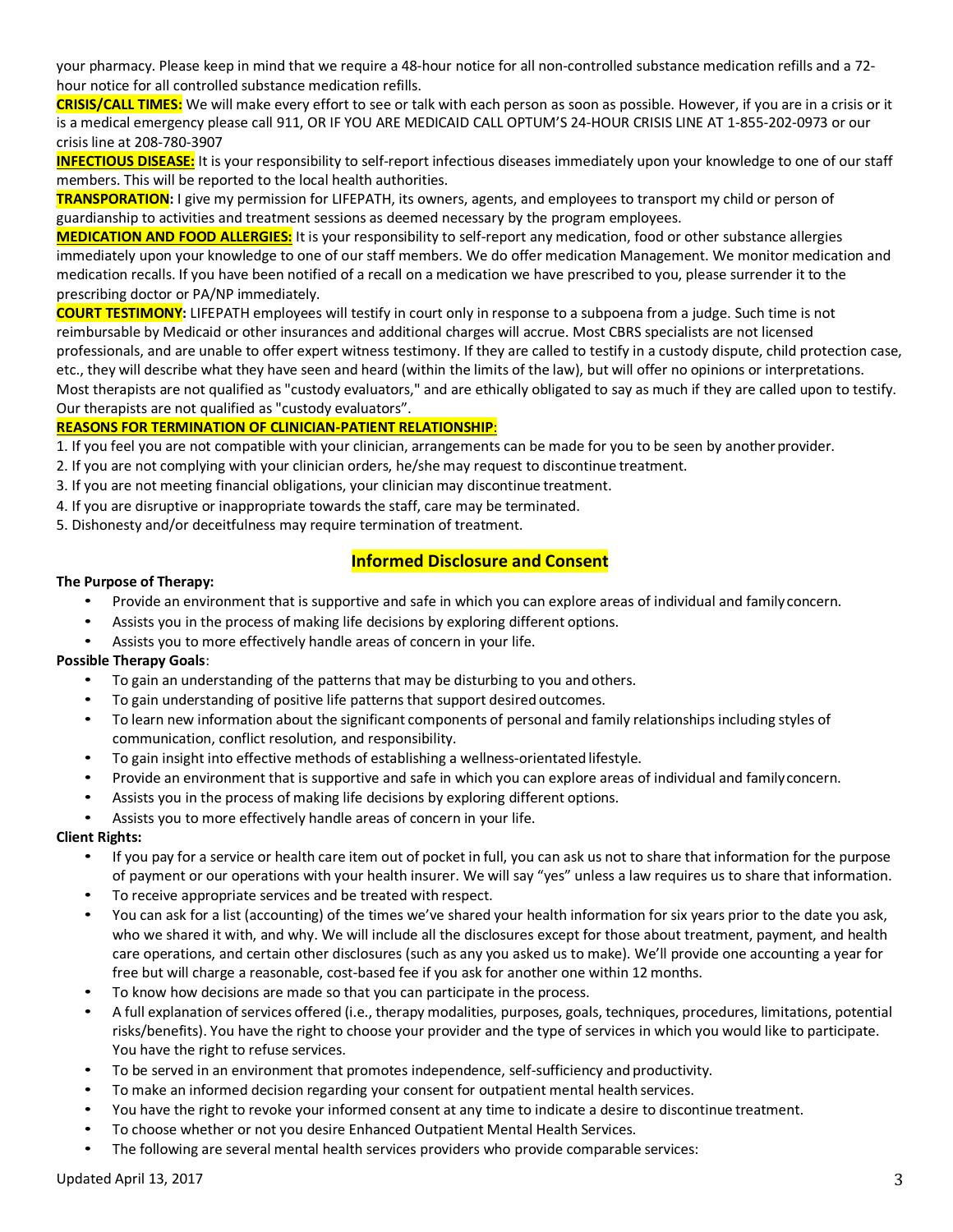your pharmacy. Please keep in mind that we require a 48-hour notice for all non-controlled substance medication refills and a 72-hour notice for all controlled substance medication refills.

**CRISIS/CALL TIMES:** We will make every effort to see or talk with each person as soon as possible. However, if you are in a crisis or it is a medical emergency please call 911, OR IF YOU ARE MEDICAID CALL OPTUM'S 24-HOUR CRISIS LINE AT 1-855-202-0973 or our crisis line at 208-780-3907

**INFECTIOUS DISEASE:** It is your responsibility to self-report infectious diseases immediately upon your knowledge to one of our staff members. This will be reported to the local health authorities.

**TRANSPORATION:** I give my permission for LIFEPATH, its owners, agents, and employees to transport my child or person of guardianship to activities and treatment sessions as deemed necessary by the program employees.

**MEDICATION AND FOOD ALLERGIES:** It is your responsibility to self-report any medication, food or other substance allergies immediately upon your knowledge to one of our staff members. We do offer medication Management. We monitor medication and medication recalls. If you have been notified of a recall on a medication we have prescribed to you, please surrender it to the prescribing doctor or PA/NP immediately.

**COURT TESTIMONY:** LIFEPATH employees will testify in court only in response to a subpoena from a judge. Such time is not reimbursable by Medicaid or other insurances and additional charges will accrue. Most CBRS specialists are not licensed professionals, and are unable to offer expert witness testimony. If they are called to testify in a custody dispute, child protection case, etc., they will describe what they have seen and heard (within the limits of the law), but will offer no opinions or interpretations. Most therapists are not qualified as "custody evaluators," and are ethically obligated to say as much if they are called upon to testify. Our therapists are not qualified as "custody evaluators".

**REASONS FOR TERMINATION OF CLINICIAN-PATIENT RELATIONSHIP:**

1. If you feel you are not compatible with your clinician, arrangements can be made for you to be seen by another provider.
2. If you are not complying with your clinician orders, he/she may request to discontinue treatment.
3. If you are not meeting financial obligations, your clinician may discontinue treatment.
4. If you are disruptive or inappropriate towards the staff, care may be terminated.
5. Dishonesty and/or deceitfulness may require termination of treatment.

## Informed Disclosure and Consent

**The Purpose of Therapy:**

- Provide an environment that is supportive and safe in which you can explore areas of individual and family concern.
- Assists you in the process of making life decisions by exploring different options.
- Assists you to more effectively handle areas of concern in your life.

**Possible Therapy Goals**:

- To gain an understanding of the patterns that may be disturbing to you and others.
- To gain understanding of positive life patterns that support desired outcomes.
- To learn new information about the significant components of personal and family relationships including styles of communication, conflict resolution, and responsibility.
- To gain insight into effective methods of establishing a wellness-orientated lifestyle.
- Provide an environment that is supportive and safe in which you can explore areas of individual and family concern.
- Assists you in the process of making life decisions by exploring different options.
- Assists you to more effectively handle areas of concern in your life.

**Client Rights:**

- If you pay for a service or health care item out of pocket in full, you can ask us not to share that information for the purpose of payment or our operations with your health insurer. We will say "yes" unless a law requires us to share that information.
- To receive appropriate services and be treated with respect.
- You can ask for a list (accounting) of the times we've shared your health information for six years prior to the date you ask, who we shared it with, and why. We will include all the disclosures except for those about treatment, payment, and health care operations, and certain other disclosures (such as any you asked us to make). We'll provide one accounting a year for free but will charge a reasonable, cost-based fee if you ask for another one within 12 months.
- To know how decisions are made so that you can participate in the process.
- A full explanation of services offered (i.e., therapy modalities, purposes, goals, techniques, procedures, limitations, potential risks/benefits). You have the right to choose your provider and the type of services in which you would like to participate. You have the right to refuse services.
- To be served in an environment that promotes independence, self-sufficiency and productivity.
- To make an informed decision regarding your consent for outpatient mental health services.
- You have the right to revoke your informed consent at any time to indicate a desire to discontinue treatment.
- To choose whether or not you desire Enhanced Outpatient Mental Health Services.
- The following are several mental health services providers who provide comparable services:

Updated April 13, 2017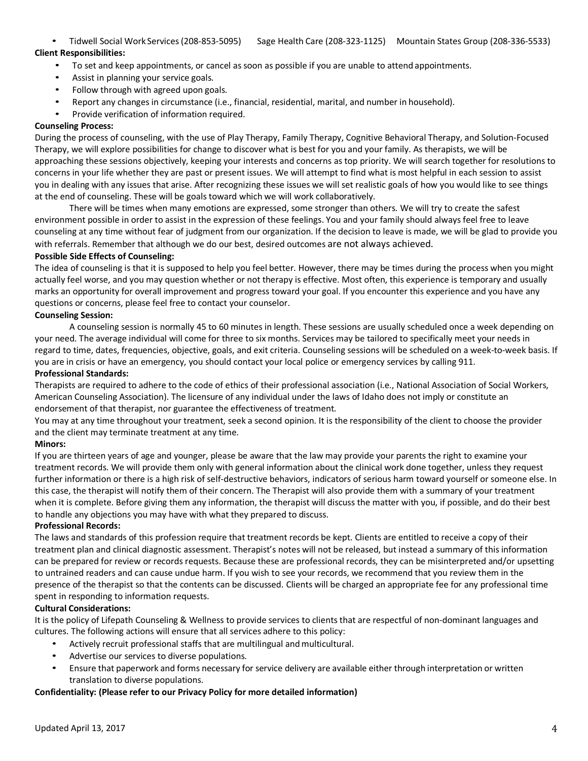- Tidwell Social Work Services (208-853-5095) Sage Health Care (208-323-1125) Mountain States Group (208-336-5533)

**Client Responsibilities:**

- To set and keep appointments, or cancel as soon as possible if you are unable to attend appointments.
- Assist in planning your service goals.
- Follow through with agreed upon goals.
- Report any changes in circumstance (i.e., financial, residential, marital, and number in household).
- Provide verification of information required.

**Counseling Process:**

During the process of counseling, with the use of Play Therapy, Family Therapy, Cognitive Behavioral Therapy, and Solution-Focused Therapy, we will explore possibilities for change to discover what is best for you and your family. As therapists, we will be approaching these sessions objectively, keeping your interests and concerns as top priority. We will search together for resolutions to concerns in your life whether they are past or present issues. We will attempt to find what is most helpful in each session to assist you in dealing with any issues that arise. After recognizing these issues we will set realistic goals of how you would like to see things at the end of counseling. These will be goals toward which we will work collaboratively.

There will be times when many emotions are expressed, some stronger than others. We will try to create the safest environment possible in order to assist in the expression of these feelings. You and your family should always feel free to leave counseling at any time without fear of judgment from our organization. If the decision to leave is made, we will be glad to provide you with referrals. Remember that although we do our best, desired outcomes are not always achieved.

**Possible Side Effects of Counseling:**

The idea of counseling is that it is supposed to help you feel better. However, there may be times during the process when you might actually feel worse, and you may question whether or not therapy is effective. Most often, this experience is temporary and usually marks an opportunity for overall improvement and progress toward your goal. If you encounter this experience and you have any questions or concerns, please feel free to contact your counselor.

**Counseling Session:**

A counseling session is normally 45 to 60 minutes in length. These sessions are usually scheduled once a week depending on your need. The average individual will come for three to six months. Services may be tailored to specifically meet your needs in regard to time, dates, frequencies, objective, goals, and exit criteria. Counseling sessions will be scheduled on a week-to-week basis. If you are in crisis or have an emergency, you should contact your local police or emergency services by calling 911.

**Professional Standards:**

Therapists are required to adhere to the code of ethics of their professional association (i.e., National Association of Social Workers, American Counseling Association). The licensure of any individual under the laws of Idaho does not imply or constitute an endorsement of that therapist, nor guarantee the effectiveness of treatment.

You may at any time throughout your treatment, seek a second opinion. It is the responsibility of the client to choose the provider and the client may terminate treatment at any time.

**Minors:**

If you are thirteen years of age and younger, please be aware that the law may provide your parents the right to examine your treatment records. We will provide them only with general information about the clinical work done together, unless they request further information or there is a high risk of self-destructive behaviors, indicators of serious harm toward yourself or someone else. In this case, the therapist will notify them of their concern. The Therapist will also provide them with a summary of your treatment when it is complete. Before giving them any information, the therapist will discuss the matter with you, if possible, and do their best to handle any objections you may have with what they prepared to discuss.

**Professional Records:**

The laws and standards of this profession require that treatment records be kept. Clients are entitled to receive a copy of their treatment plan and clinical diagnostic assessment. Therapist's notes will not be released, but instead a summary of this information can be prepared for review or records requests. Because these are professional records, they can be misinterpreted and/or upsetting to untrained readers and can cause undue harm. If you wish to see your records, we recommend that you review them in the presence of the therapist so that the contents can be discussed. Clients will be charged an appropriate fee for any professional time spent in responding to information requests.

**Cultural Considerations:**

It is the policy of Lifepath Counseling & Wellness to provide services to clients that are respectful of non-dominant languages and cultures. The following actions will ensure that all services adhere to this policy:

- Actively recruit professional staffs that are multilingual and multicultural.
- Advertise our services to diverse populations.
- Ensure that paperwork and forms necessary for service delivery are available either through interpretation or written translation to diverse populations.

**Confidentiality: (Please refer to our Privacy Policy for more detailed information)**

Updated April 13, 2017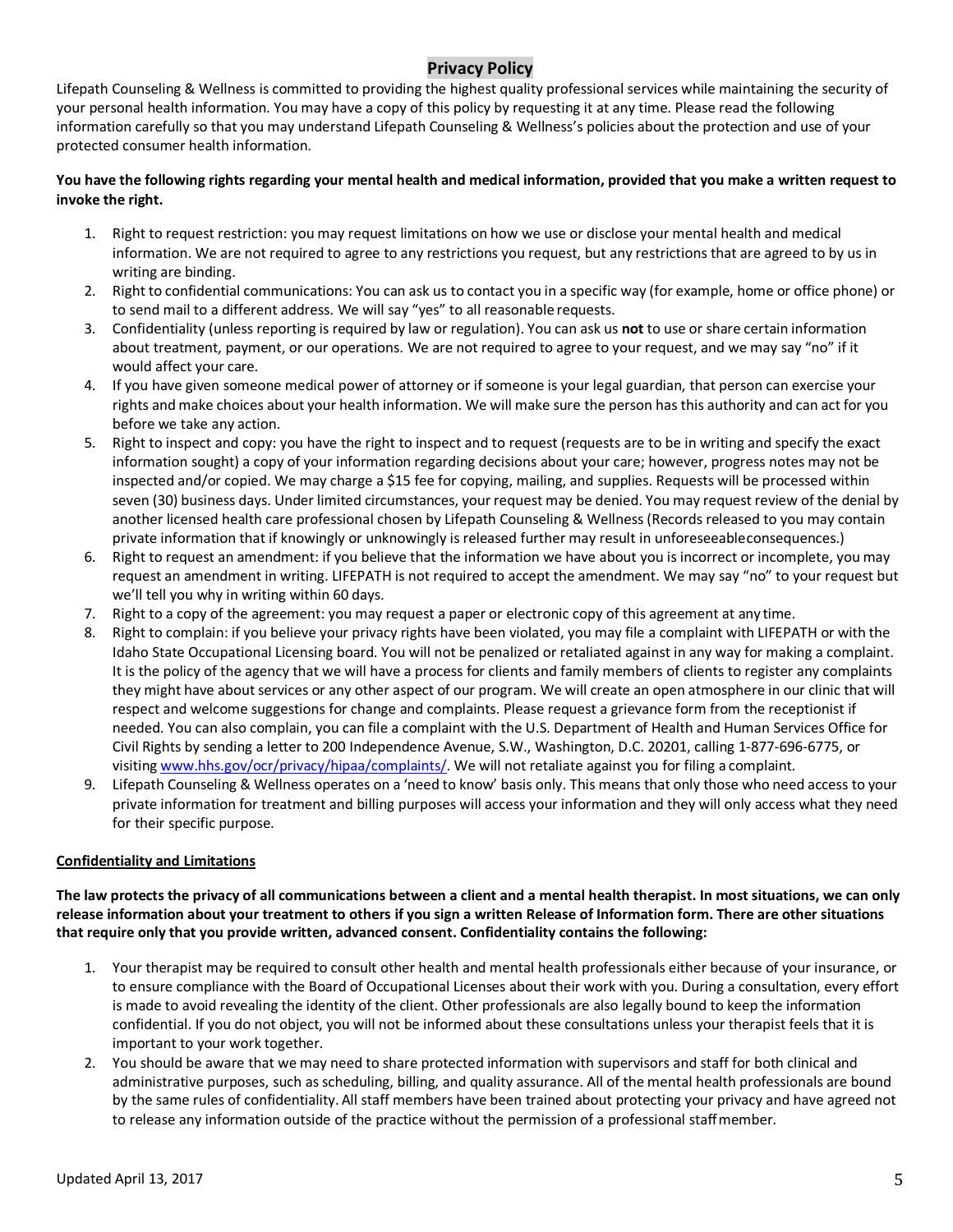# Privacy Policy

Lifepath Counseling & Wellness is committed to providing the highest quality professional services while maintaining the security of your personal health information. You may have a copy of this policy by requesting it at any time. Please read the following information carefully so that you may understand Lifepath Counseling & Wellness's policies about the protection and use of your protected consumer health information.

**You have the following rights regarding your mental health and medical information, provided that you make a written request to invoke the right.**

1. Right to request restriction: you may request limitations on how we use or disclose your mental health and medical information. We are not required to agree to any restrictions you request, but any restrictions that are agreed to by us in writing are binding.
2. Right to confidential communications: You can ask us to contact you in a specific way (for example, home or office phone) or to send mail to a different address. We will say "yes" to all reasonable requests.
3. Confidentiality (unless reporting is required by law or regulation). You can ask us **not** to use or share certain information about treatment, payment, or our operations. We are not required to agree to your request, and we may say "no" if it would affect your care.
4. If you have given someone medical power of attorney or if someone is your legal guardian, that person can exercise your rights and make choices about your health information. We will make sure the person has this authority and can act for you before we take any action.
5. Right to inspect and copy: you have the right to inspect and to request (requests are to be in writing and specify the exact information sought) a copy of your information regarding decisions about your care; however, progress notes may not be inspected and/or copied. We may charge a $15 fee for copying, mailing, and supplies. Requests will be processed within seven (30) business days. Under limited circumstances, your request may be denied. You may request review of the denial by another licensed health care professional chosen by Lifepath Counseling & Wellness (Records released to you may contain private information that if knowingly or unknowingly is released further may result in unforeseeableconsequences.)
6. Right to request an amendment: if you believe that the information we have about you is incorrect or incomplete, you may request an amendment in writing. LIFEPATH is not required to accept the amendment. We may say "no" to your request but we'll tell you why in writing within 60 days.
7. Right to a copy of the agreement: you may request a paper or electronic copy of this agreement at any time.
8. Right to complain: if you believe your privacy rights have been violated, you may file a complaint with LIFEPATH or with the Idaho State Occupational Licensing board. You will not be penalized or retaliated against in any way for making a complaint. It is the policy of the agency that we will have a process for clients and family members of clients to register any complaints they might have about services or any other aspect of our program. We will create an open atmosphere in our clinic that will respect and welcome suggestions for change and complaints. Please request a grievance form from the receptionist if needed. You can also complain, you can file a complaint with the U.S. Department of Health and Human Services Office for Civil Rights by sending a letter to 200 Independence Avenue, S.W., Washington, D.C. 20201, calling 1-877-696-6775, or visiting [www.hhs.gov/ocr/privacy/hipaa/complaints/](www.hhs.gov/ocr/privacy/hipaa/complaints/). We will not retaliate against you for filing a complaint.
9. Lifepath Counseling & Wellness operates on a 'need to know' basis only. This means that only those who need access to your private information for treatment and billing purposes will access your information and they will only access what they need for their specific purpose.

## Confidentiality and Limitations

**The law protects the privacy of all communications between a client and a mental health therapist. In most situations, we can only release information about your treatment to others if you sign a written Release of Information form. There are other situations that require only that you provide written, advanced consent. Confidentiality contains the following:**

1. Your therapist may be required to consult other health and mental health professionals either because of your insurance, or to ensure compliance with the Board of Occupational Licenses about their work with you. During a consultation, every effort is made to avoid revealing the identity of the client. Other professionals are also legally bound to keep the information confidential. If you do not object, you will not be informed about these consultations unless your therapist feels that it is important to your work together.
2. You should be aware that we may need to share protected information with supervisors and staff for both clinical and administrative purposes, such as scheduling, billing, and quality assurance. All of the mental health professionals are bound by the same rules of confidentiality. All staff members have been trained about protecting your privacy and have agreed not to release any information outside of the practice without the permission of a professional staffmember.

Updated April 13, 2017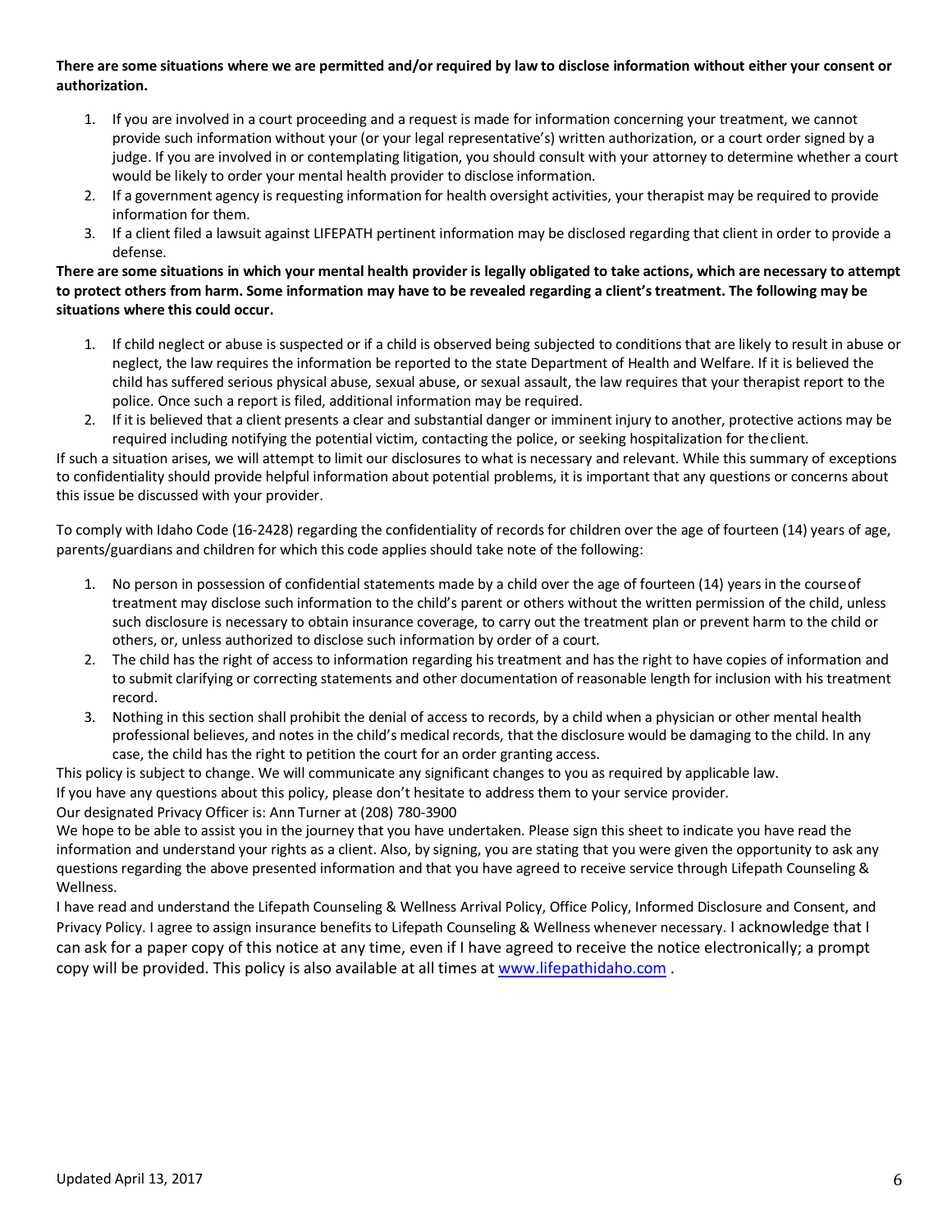**There are some situations where we are permitted and/or required by law to disclose information without either your consent or authorization.**

1. If you are involved in a court proceeding and a request is made for information concerning your treatment, we cannot provide such information without your (or your legal representative's) written authorization, or a court order signed by a judge. If you are involved in or contemplating litigation, you should consult with your attorney to determine whether a court would be likely to order your mental health provider to disclose information.
2. If a government agency is requesting information for health oversight activities, your therapist may be required to provide information for them.
3. If a client filed a lawsuit against LIFEPATH pertinent information may be disclosed regarding that client in order to provide a defense.

**There are some situations in which your mental health provider is legally obligated to take actions, which are necessary to attempt to protect others from harm. Some information may have to be revealed regarding a client's treatment. The following may be situations where this could occur.**

1. If child neglect or abuse is suspected or if a child is observed being subjected to conditions that are likely to result in abuse or neglect, the law requires the information be reported to the state Department of Health and Welfare. If it is believed the child has suffered serious physical abuse, sexual abuse, or sexual assault, the law requires that your therapist report to the police. Once such a report is filed, additional information may be required.
2. If it is believed that a client presents a clear and substantial danger or imminent injury to another, protective actions may be required including notifying the potential victim, contacting the police, or seeking hospitalization for the client.

If such a situation arises, we will attempt to limit our disclosures to what is necessary and relevant. While this summary of exceptions to confidentiality should provide helpful information about potential problems, it is important that any questions or concerns about this issue be discussed with your provider.

To comply with Idaho Code (16-2428) regarding the confidentiality of records for children over the age of fourteen (14) years of age, parents/guardians and children for which this code applies should take note of the following:

1. No person in possession of confidential statements made by a child over the age of fourteen (14) years in the course of treatment may disclose such information to the child's parent or others without the written permission of the child, unless such disclosure is necessary to obtain insurance coverage, to carry out the treatment plan or prevent harm to the child or others, or, unless authorized to disclose such information by order of a court.
2. The child has the right of access to information regarding his treatment and has the right to have copies of information and to submit clarifying or correcting statements and other documentation of reasonable length for inclusion with his treatment record.
3. Nothing in this section shall prohibit the denial of access to records, by a child when a physician or other mental health professional believes, and notes in the child's medical records, that the disclosure would be damaging to the child. In any case, the child has the right to petition the court for an order granting access.

This policy is subject to change. We will communicate any significant changes to you as required by applicable law.

If you have any questions about this policy, please don't hesitate to address them to your service provider.

Our designated Privacy Officer is: Ann Turner at (208) 780-3900

We hope to be able to assist you in the journey that you have undertaken. Please sign this sheet to indicate you have read the information and understand your rights as a client. Also, by signing, you are stating that you were given the opportunity to ask any questions regarding the above presented information and that you have agreed to receive service through Lifepath Counseling & Wellness.

I have read and understand the Lifepath Counseling & Wellness Arrival Policy, Office Policy, Informed Disclosure and Consent, and Privacy Policy. I agree to assign insurance benefits to Lifepath Counseling & Wellness whenever necessary. I acknowledge that I can ask for a paper copy of this notice at any time, even if I have agreed to receive the notice electronically; a prompt copy will be provided. This policy is also available at all times at [www.lifepathidaho.com](http://www.lifepathidaho.com) .

Updated April 13, 2017